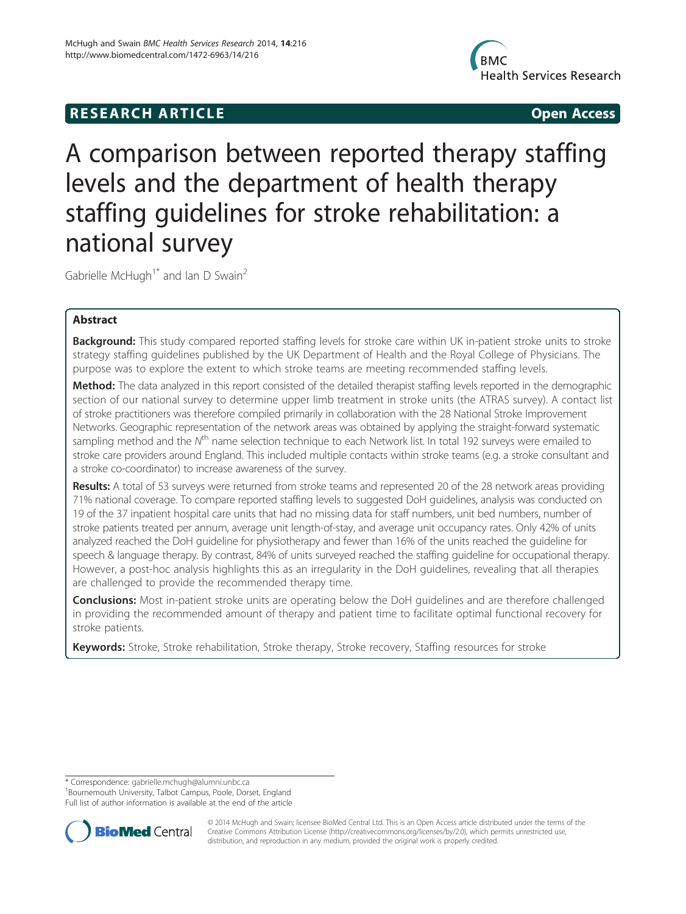RESEARCH ARTICLE

Open Access

# A comparison between reported therapy staffing levels and the department of health therapy staffing guidelines for stroke rehabilitation: a national survey

Gabrielle McHugh[1*] and Ian D Swain[2]

## Abstract

**Background:** This study compared reported staffing levels for stroke care within UK in-patient stroke units to stroke strategy staffing guidelines published by the UK Department of Health and the Royal College of Physicians. The purpose was to explore the extent to which stroke teams are meeting recommended staffing levels.

**Method:** The data analyzed in this report consisted of the detailed therapist staffing levels reported in the demographic section of our national survey to determine upper limb treatment in stroke units (the ATRAS survey). A contact list of stroke practitioners was therefore compiled primarily in collaboration with the 28 National Stroke Improvement Networks. Geographic representation of the network areas was obtained by applying the straight-forward systematic sampling method and the $N^{th}$ name selection technique to each Network list. In total 192 surveys were emailed to stroke care providers around England. This included multiple contacts within stroke teams (e.g. a stroke consultant and a stroke co-coordinator) to increase awareness of the survey.

**Results:** A total of 53 surveys were returned from stroke teams and represented 20 of the 28 network areas providing 71% national coverage. To compare reported staffing levels to suggested DoH guidelines, analysis was conducted on 19 of the 37 inpatient hospital care units that had no missing data for staff numbers, unit bed numbers, number of stroke patients treated per annum, average unit length-of-stay, and average unit occupancy rates. Only 42% of units analyzed reached the DoH guideline for physiotherapy and fewer than 16% of the units reached the guideline for speech & language therapy. By contrast, 84% of units surveyed reached the staffing guideline for occupational therapy. However, a post-hoc analysis highlights this as an irregularity in the DoH guidelines, revealing that all therapies are challenged to provide the recommended therapy time.

**Conclusions:** Most in-patient stroke units are operating below the DoH guidelines and are therefore challenged in providing the recommended amount of therapy and patient time to facilitate optimal functional recovery for stroke patients.

**Keywords:** Stroke, Stroke rehabilitation, Stroke therapy, Stroke recovery, Staffing resources for stroke

\* Correspondence: gabrielle.mchugh@alumni.unbc.ca
[1]Bournemouth University, Talbot Campus, Poole, Dorset, England
Full list of author information is available at the end of the article

© 2014 McHugh and Swain; licensee BioMed Central Ltd. This is an Open Access article distributed under the terms of the Creative Commons Attribution License (http://creativecommons.org/licenses/by/2.0), which permits unrestricted use, distribution, and reproduction in any medium, provided the original work is properly credited.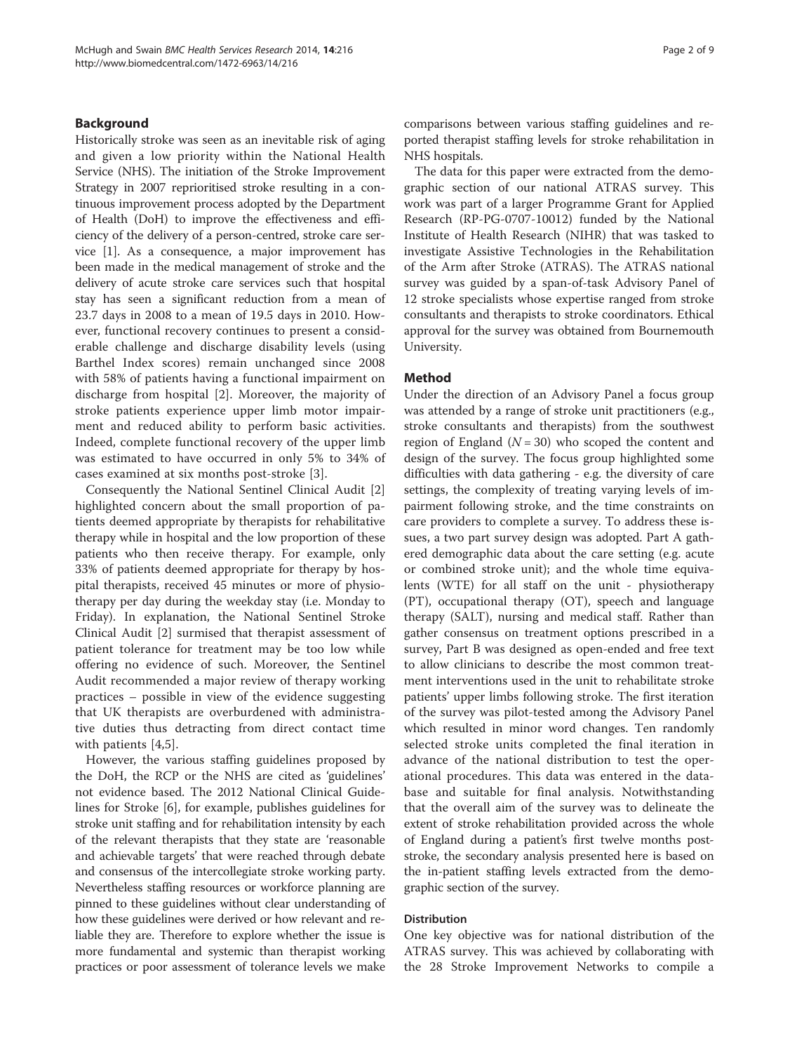## Background

Historically stroke was seen as an inevitable risk of aging and given a low priority within the National Health Service (NHS). The initiation of the Stroke Improvement Strategy in 2007 reprioritised stroke resulting in a continuous improvement process adopted by the Department of Health (DoH) to improve the effectiveness and efficiency of the delivery of a person-centred, stroke care service [1]. As a consequence, a major improvement has been made in the medical management of stroke and the delivery of acute stroke care services such that hospital stay has seen a significant reduction from a mean of 23.7 days in 2008 to a mean of 19.5 days in 2010. However, functional recovery continues to present a considerable challenge and discharge disability levels (using Barthel Index scores) remain unchanged since 2008 with 58% of patients having a functional impairment on discharge from hospital [2]. Moreover, the majority of stroke patients experience upper limb motor impairment and reduced ability to perform basic activities. Indeed, complete functional recovery of the upper limb was estimated to have occurred in only 5% to 34% of cases examined at six months post-stroke [3].

Consequently the National Sentinel Clinical Audit [2] highlighted concern about the small proportion of patients deemed appropriate by therapists for rehabilitative therapy while in hospital and the low proportion of these patients who then receive therapy. For example, only 33% of patients deemed appropriate for therapy by hospital therapists, received 45 minutes or more of physiotherapy per day during the weekday stay (i.e. Monday to Friday). In explanation, the National Sentinel Stroke Clinical Audit [2] surmised that therapist assessment of patient tolerance for treatment may be too low while offering no evidence of such. Moreover, the Sentinel Audit recommended a major review of therapy working practices – possible in view of the evidence suggesting that UK therapists are overburdened with administrative duties thus detracting from direct contact time with patients [4,5].

However, the various staffing guidelines proposed by the DoH, the RCP or the NHS are cited as 'guidelines' not evidence based. The 2012 National Clinical Guidelines for Stroke [6], for example, publishes guidelines for stroke unit staffing and for rehabilitation intensity by each of the relevant therapists that they state are 'reasonable and achievable targets' that were reached through debate and consensus of the intercollegiate stroke working party. Nevertheless staffing resources or workforce planning are pinned to these guidelines without clear understanding of how these guidelines were derived or how relevant and reliable they are. Therefore to explore whether the issue is more fundamental and systemic than therapist working practices or poor assessment of tolerance levels we make comparisons between various staffing guidelines and reported therapist staffing levels for stroke rehabilitation in NHS hospitals.

The data for this paper were extracted from the demographic section of our national ATRAS survey. This work was part of a larger Programme Grant for Applied Research (RP-PG-0707-10012) funded by the National Institute of Health Research (NIHR) that was tasked to investigate Assistive Technologies in the Rehabilitation of the Arm after Stroke (ATRAS). The ATRAS national survey was guided by a span-of-task Advisory Panel of 12 stroke specialists whose expertise ranged from stroke consultants and therapists to stroke coordinators. Ethical approval for the survey was obtained from Bournemouth University.

## Method

Under the direction of an Advisory Panel a focus group was attended by a range of stroke unit practitioners (e.g., stroke consultants and therapists) from the southwest region of England ($N = 30$) who scoped the content and design of the survey. The focus group highlighted some difficulties with data gathering - e.g. the diversity of care settings, the complexity of treating varying levels of impairment following stroke, and the time constraints on care providers to complete a survey. To address these issues, a two part survey design was adopted. Part A gathered demographic data about the care setting (e.g. acute or combined stroke unit); and the whole time equivalents (WTE) for all staff on the unit - physiotherapy (PT), occupational therapy (OT), speech and language therapy (SALT), nursing and medical staff. Rather than gather consensus on treatment options prescribed in a survey, Part B was designed as open-ended and free text to allow clinicians to describe the most common treatment interventions used in the unit to rehabilitate stroke patients' upper limbs following stroke. The first iteration of the survey was pilot-tested among the Advisory Panel which resulted in minor word changes. Ten randomly selected stroke units completed the final iteration in advance of the national distribution to test the operational procedures. This data was entered in the database and suitable for final analysis. Notwithstanding that the overall aim of the survey was to delineate the extent of stroke rehabilitation provided across the whole of England during a patient's first twelve months post-stroke, the secondary analysis presented here is based on the in-patient staffing levels extracted from the demographic section of the survey.

### Distribution

One key objective was for national distribution of the ATRAS survey. This was achieved by collaborating with the 28 Stroke Improvement Networks to compile a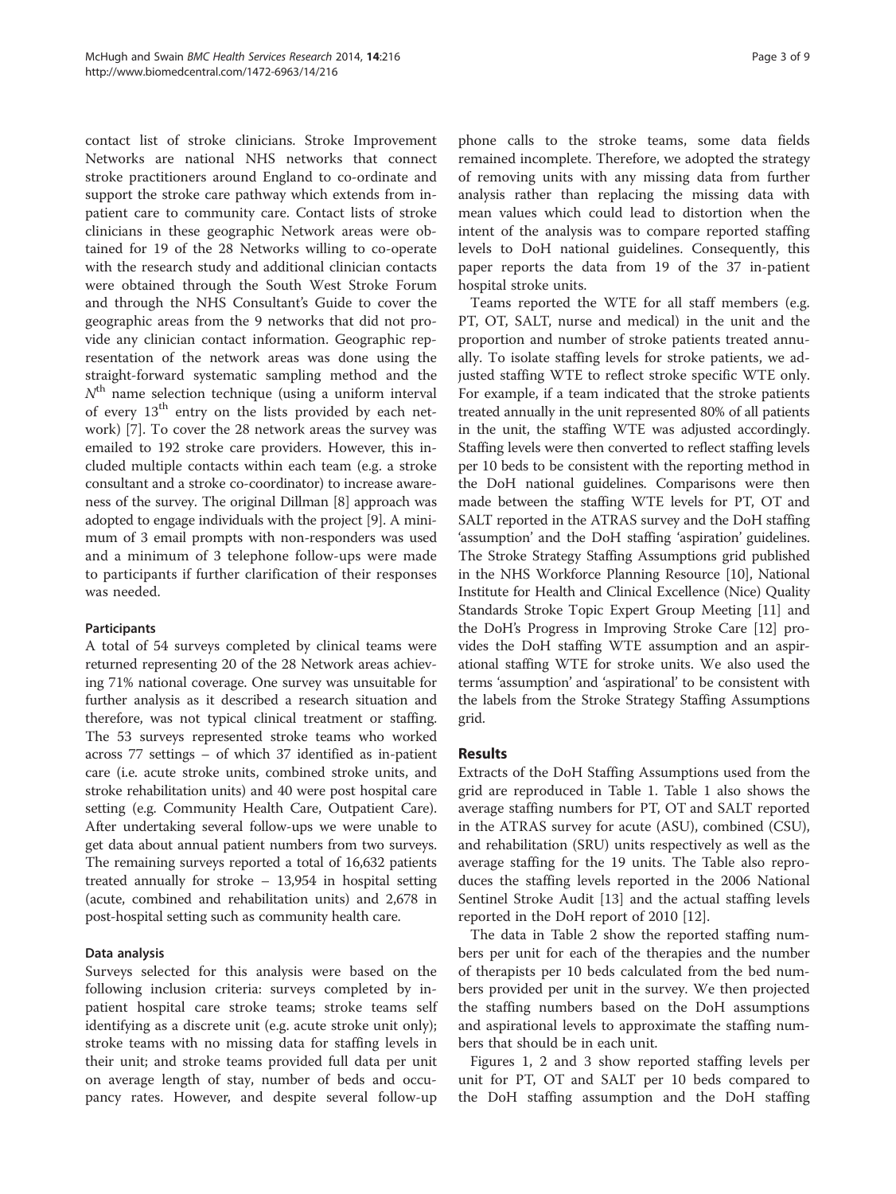contact list of stroke clinicians. Stroke Improvement Networks are national NHS networks that connect stroke practitioners around England to co-ordinate and support the stroke care pathway which extends from in-patient care to community care. Contact lists of stroke clinicians in these geographic Network areas were obtained for 19 of the 28 Networks willing to co-operate with the research study and additional clinician contacts were obtained through the South West Stroke Forum and through the NHS Consultant's Guide to cover the geographic areas from the 9 networks that did not provide any clinician contact information. Geographic representation of the network areas was done using the straight-forward systematic sampling method and the $N^{th}$ name selection technique (using a uniform interval of every $13^{th}$ entry on the lists provided by each network) [7]. To cover the 28 network areas the survey was emailed to 192 stroke care providers. However, this included multiple contacts within each team (e.g. a stroke consultant and a stroke co-coordinator) to increase awareness of the survey. The original Dillman [8] approach was adopted to engage individuals with the project [9]. A minimum of 3 email prompts with non-responders was used and a minimum of 3 telephone follow-ups were made to participants if further clarification of their responses was needed.

### Participants

A total of 54 surveys completed by clinical teams were returned representing 20 of the 28 Network areas achieving 71% national coverage. One survey was unsuitable for further analysis as it described a research situation and therefore, was not typical clinical treatment or staffing. The 53 surveys represented stroke teams who worked across 77 settings – of which 37 identified as in-patient care (i.e. acute stroke units, combined stroke units, and stroke rehabilitation units) and 40 were post hospital care setting (e.g. Community Health Care, Outpatient Care). After undertaking several follow-ups we were unable to get data about annual patient numbers from two surveys. The remaining surveys reported a total of 16,632 patients treated annually for stroke – 13,954 in hospital setting (acute, combined and rehabilitation units) and 2,678 in post-hospital setting such as community health care.

### Data analysis

Surveys selected for this analysis were based on the following inclusion criteria: surveys completed by in-patient hospital care stroke teams; stroke teams self identifying as a discrete unit (e.g. acute stroke unit only); stroke teams with no missing data for staffing levels in their unit; and stroke teams provided full data per unit on average length of stay, number of beds and occupancy rates. However, and despite several follow-up phone calls to the stroke teams, some data fields remained incomplete. Therefore, we adopted the strategy of removing units with any missing data from further analysis rather than replacing the missing data with mean values which could lead to distortion when the intent of the analysis was to compare reported staffing levels to DoH national guidelines. Consequently, this paper reports the data from 19 of the 37 in-patient hospital stroke units.

Teams reported the WTE for all staff members (e.g. PT, OT, SALT, nurse and medical) in the unit and the proportion and number of stroke patients treated annually. To isolate staffing levels for stroke patients, we adjusted staffing WTE to reflect stroke specific WTE only. For example, if a team indicated that the stroke patients treated annually in the unit represented 80% of all patients in the unit, the staffing WTE was adjusted accordingly. Staffing levels were then converted to reflect staffing levels per 10 beds to be consistent with the reporting method in the DoH national guidelines. Comparisons were then made between the staffing WTE levels for PT, OT and SALT reported in the ATRAS survey and the DoH staffing 'assumption' and the DoH staffing 'aspiration' guidelines. The Stroke Strategy Staffing Assumptions grid published in the NHS Workforce Planning Resource [10], National Institute for Health and Clinical Excellence (Nice) Quality Standards Stroke Topic Expert Group Meeting [11] and the DoH's Progress in Improving Stroke Care [12] provides the DoH staffing WTE assumption and an aspirational staffing WTE for stroke units. We also used the terms 'assumption' and 'aspirational' to be consistent with the labels from the Stroke Strategy Staffing Assumptions grid.

## Results

Extracts of the DoH Staffing Assumptions used from the grid are reproduced in Table 1. Table 1 also shows the average staffing numbers for PT, OT and SALT reported in the ATRAS survey for acute (ASU), combined (CSU), and rehabilitation (SRU) units respectively as well as the average staffing for the 19 units. The Table also reproduces the staffing levels reported in the 2006 National Sentinel Stroke Audit [13] and the actual staffing levels reported in the DoH report of 2010 [12].

The data in Table 2 show the reported staffing numbers per unit for each of the therapies and the number of therapists per 10 beds calculated from the bed numbers provided per unit in the survey. We then projected the staffing numbers based on the DoH assumptions and aspirational levels to approximate the staffing numbers that should be in each unit.

Figures 1, 2 and 3 show reported staffing levels per unit for PT, OT and SALT per 10 beds compared to the DoH staffing assumption and the DoH staffing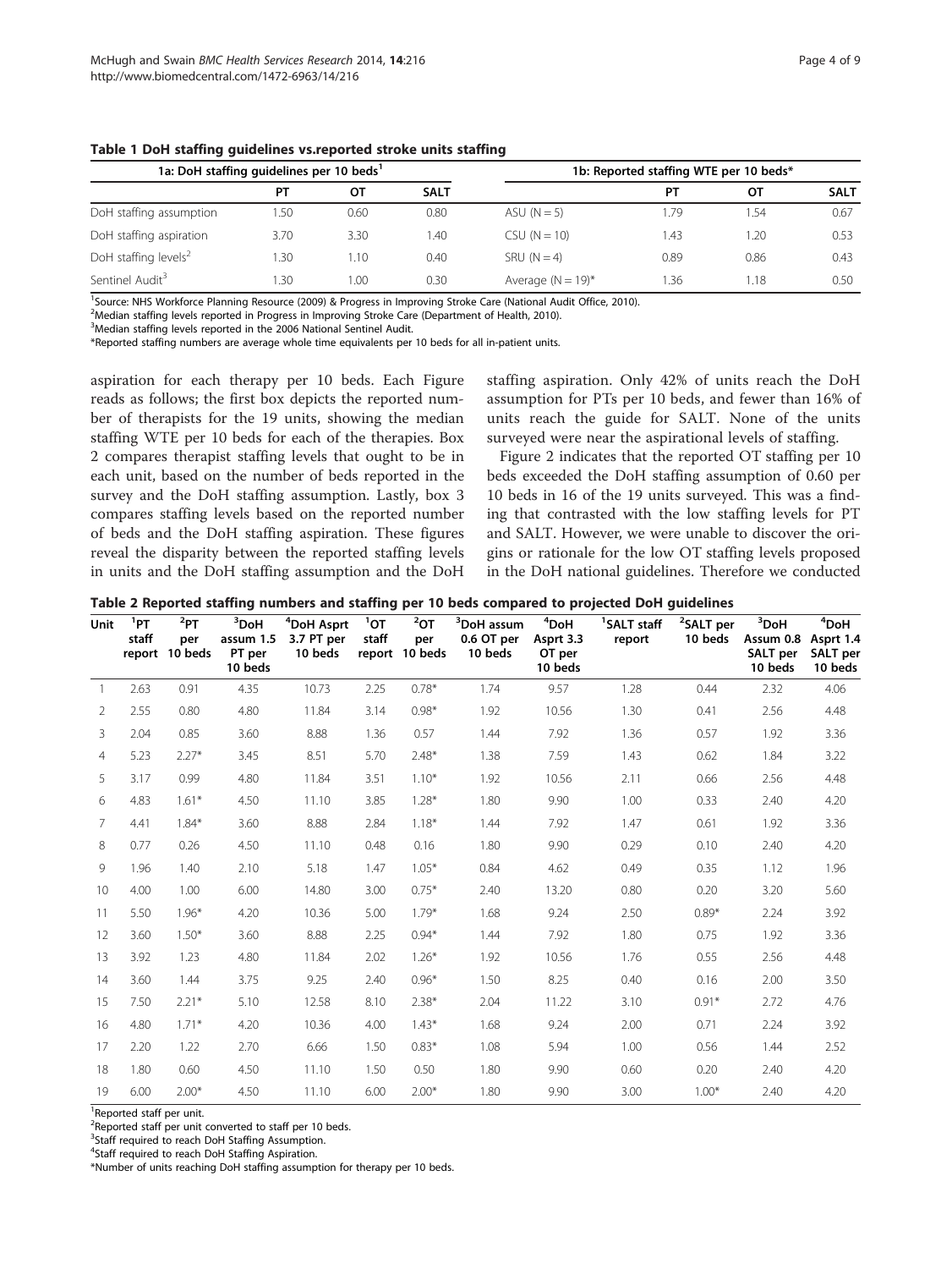**Table 1 DoH staffing guidelines vs.reported stroke units staffing**

| 1a: DoH staffing guidelines per 10 beds[1] | | | | 1b: Reported staffing WTE per 10 beds* | | | |
|---|---|---|---|---|---|---|---|
| | PT | OT | SALT | | PT | OT | SALT |
| DoH staffing assumption | 1.50 | 0.60 | 0.80 | ASU (N = 5) | 1.79 | 1.54 | 0.67 |
| DoH staffing aspiration | 3.70 | 3.30 | 1.40 | CSU (N = 10) | 1.43 | 1.20 | 0.53 |
| DoH staffing levels[2] | 1.30 | 1.10 | 0.40 | SRU (N = 4) | 0.89 | 0.86 | 0.43 |
| Sentinel Audit[3] | 1.30 | 1.00 | 0.30 | Average (N = 19)* | 1.36 | 1.18 | 0.50 |

[1]Source: NHS Workforce Planning Resource (2009) & Progress in Improving Stroke Care (National Audit Office, 2010).
[2]Median staffing levels reported in Progress in Improving Stroke Care (Department of Health, 2010).
[3]Median staffing levels reported in the 2006 National Sentinel Audit.
*Reported staffing numbers are average whole time equivalents per 10 beds for all in-patient units.

aspiration for each therapy per 10 beds. Each Figure reads as follows; the first box depicts the reported number of therapists for the 19 units, showing the median staffing WTE per 10 beds for each of the therapies. Box 2 compares therapist staffing levels that ought to be in each unit, based on the number of beds reported in the survey and the DoH staffing assumption. Lastly, box 3 compares staffing levels based on the reported number of beds and the DoH staffing aspiration. These figures reveal the disparity between the reported staffing levels in units and the DoH staffing assumption and the DoH staffing aspiration. Only 42% of units reach the DoH assumption for PTs per 10 beds, and fewer than 16% of units reach the guide for SALT. None of the units surveyed were near the aspirational levels of staffing.

Figure 2 indicates that the reported OT staffing per 10 beds exceeded the DoH staffing assumption of 0.60 per 10 beds in 16 of the 19 units surveyed. This was a finding that contrasted with the low staffing levels for PT and SALT. However, we were unable to discover the origins or rationale for the low OT staffing levels proposed in the DoH national guidelines. Therefore we conducted

**Table 2 Reported staffing numbers and staffing per 10 beds compared to projected DoH guidelines**

| Unit | [1]PT staff report | [2]PT per 10 beds | [3]DoH assum 1.5 PT per 10 beds | [4]DoH Asprt 3.7 PT per 10 beds | [1]OT staff report | [2]OT per 10 beds | [3]DoH assum 0.6 OT per 10 beds | [4]DoH Asprt 3.3 OT per 10 beds | [1]SALT staff report | [2]SALT per 10 beds | [3]DoH Assum 0.8 SALT per 10 beds | [4]DoH Asprt 1.4 SALT per 10 beds |
|---|---|---|---|---|---|---|---|---|---|---|---|---|
| 1 | 2.63 | 0.91 | 4.35 | 10.73 | 2.25 | 0.78* | 1.74 | 9.57 | 1.28 | 0.44 | 2.32 | 4.06 |
| 2 | 2.55 | 0.80 | 4.80 | 11.84 | 3.14 | 0.98* | 1.92 | 10.56 | 1.30 | 0.41 | 2.56 | 4.48 |
| 3 | 2.04 | 0.85 | 3.60 | 8.88 | 1.36 | 0.57 | 1.44 | 7.92 | 1.36 | 0.57 | 1.92 | 3.36 |
| 4 | 5.23 | 2.27* | 3.45 | 8.51 | 5.70 | 2.48* | 1.38 | 7.59 | 1.43 | 0.62 | 1.84 | 3.22 |
| 5 | 3.17 | 0.99 | 4.80 | 11.84 | 3.51 | 1.10* | 1.92 | 10.56 | 2.11 | 0.66 | 2.56 | 4.48 |
| 6 | 4.83 | 1.61* | 4.50 | 11.10 | 3.85 | 1.28* | 1.80 | 9.90 | 1.00 | 0.33 | 2.40 | 4.20 |
| 7 | 4.41 | 1.84* | 3.60 | 8.88 | 2.84 | 1.18* | 1.44 | 7.92 | 1.47 | 0.61 | 1.92 | 3.36 |
| 8 | 0.77 | 0.26 | 4.50 | 11.10 | 0.48 | 0.16 | 1.80 | 9.90 | 0.29 | 0.10 | 2.40 | 4.20 |
| 9 | 1.96 | 1.40 | 2.10 | 5.18 | 1.47 | 1.05* | 0.84 | 4.62 | 0.49 | 0.35 | 1.12 | 1.96 |
| 10 | 4.00 | 1.00 | 6.00 | 14.80 | 3.00 | 0.75* | 2.40 | 13.20 | 0.80 | 0.20 | 3.20 | 5.60 |
| 11 | 5.50 | 1.96* | 4.20 | 10.36 | 5.00 | 1.79* | 1.68 | 9.24 | 2.50 | 0.89* | 2.24 | 3.92 |
| 12 | 3.60 | 1.50* | 3.60 | 8.88 | 2.25 | 0.94* | 1.44 | 7.92 | 1.80 | 0.75 | 1.92 | 3.36 |
| 13 | 3.92 | 1.23 | 4.80 | 11.84 | 2.02 | 1.26* | 1.92 | 10.56 | 1.76 | 0.55 | 2.56 | 4.48 |
| 14 | 3.60 | 1.44 | 3.75 | 9.25 | 2.40 | 0.96* | 1.50 | 8.25 | 0.40 | 0.16 | 2.00 | 3.50 |
| 15 | 7.50 | 2.21* | 5.10 | 12.58 | 8.10 | 2.38* | 2.04 | 11.22 | 3.10 | 0.91* | 2.72 | 4.76 |
| 16 | 4.80 | 1.71* | 4.20 | 10.36 | 4.00 | 1.43* | 1.68 | 9.24 | 2.00 | 0.71 | 2.24 | 3.92 |
| 17 | 2.20 | 1.22 | 2.70 | 6.66 | 1.50 | 0.83* | 1.08 | 5.94 | 1.00 | 0.56 | 1.44 | 2.52 |
| 18 | 1.80 | 0.60 | 4.50 | 11.10 | 1.50 | 0.50 | 1.80 | 9.90 | 0.60 | 0.20 | 2.40 | 4.20 |
| 19 | 6.00 | 2.00* | 4.50 | 11.10 | 6.00 | 2.00* | 1.80 | 9.90 | 3.00 | 1.00* | 2.40 | 4.20 |

[1]Reported staff per unit.
[2]Reported staff per unit converted to staff per 10 beds.
[3]Staff required to reach DoH Staffing Assumption.
[4]Staff required to reach DoH Staffing Aspiration.
*Number of units reaching DoH staffing assumption for therapy per 10 beds.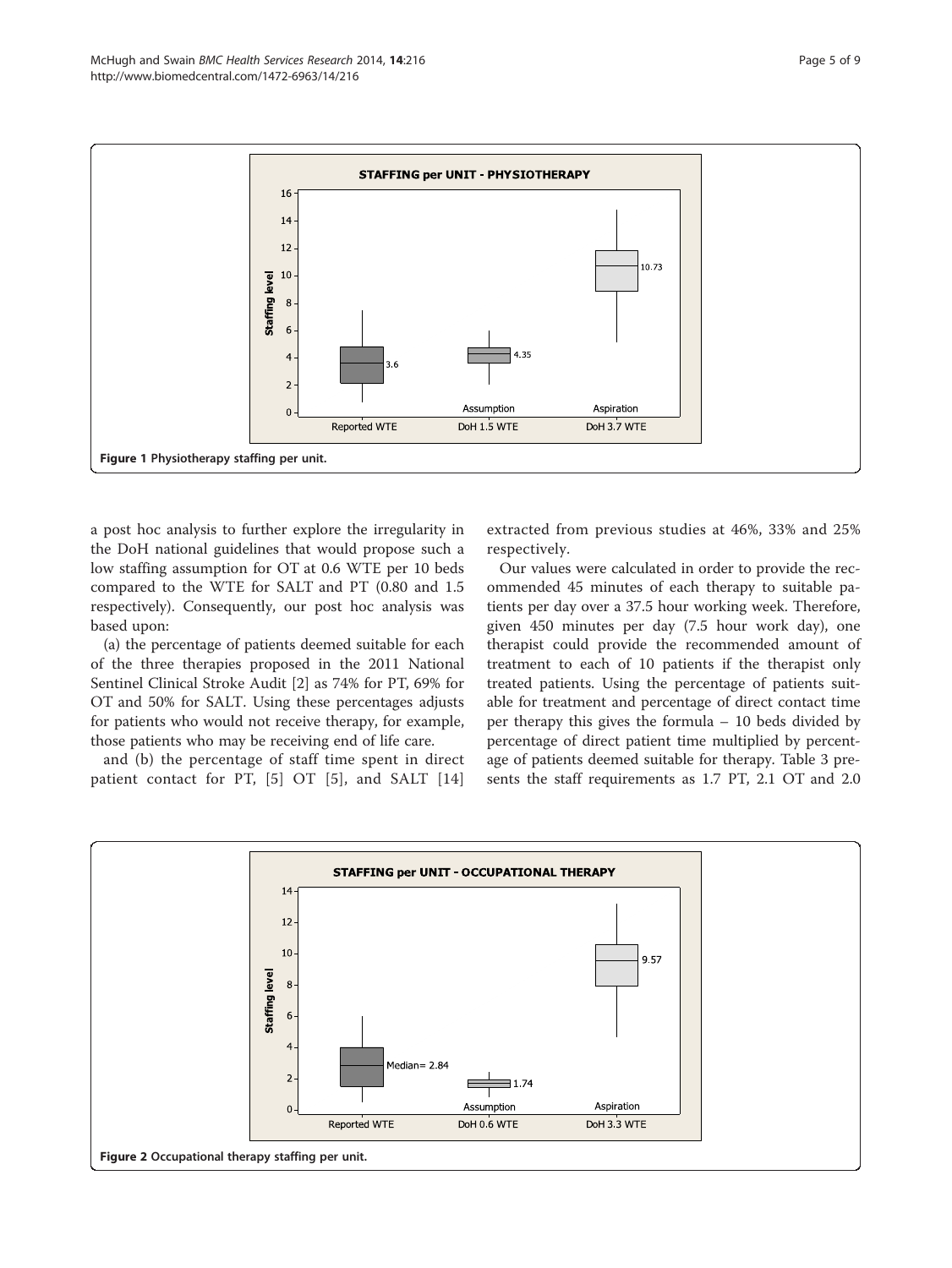Figure 1 Physiotherapy staffing per unit.

a post hoc analysis to further explore the irregularity in the DoH national guidelines that would propose such a low staffing assumption for OT at 0.6 WTE per 10 beds compared to the WTE for SALT and PT (0.80 and 1.5 respectively). Consequently, our post hoc analysis was based upon:

(a) the percentage of patients deemed suitable for each of the three therapies proposed in the 2011 National Sentinel Clinical Stroke Audit [2] as 74% for PT, 69% for OT and 50% for SALT. Using these percentages adjusts for patients who would not receive therapy, for example, those patients who may be receiving end of life care.

and (b) the percentage of staff time spent in direct patient contact for PT, [5] OT [5], and SALT [14] extracted from previous studies at 46%, 33% and 25% respectively.

Our values were calculated in order to provide the recommended 45 minutes of each therapy to suitable patients per day over a 37.5 hour working week. Therefore, given 450 minutes per day (7.5 hour work day), one therapist could provide the recommended amount of treatment to each of 10 patients if the therapist only treated patients. Using the percentage of patients suitable for treatment and percentage of direct contact time per therapy this gives the formula – 10 beds divided by percentage of direct patient time multiplied by percentage of patients deemed suitable for therapy. Table 3 presents the staff requirements as 1.7 PT, 2.1 OT and 2.0

Figure 2 Occupational therapy staffing per unit.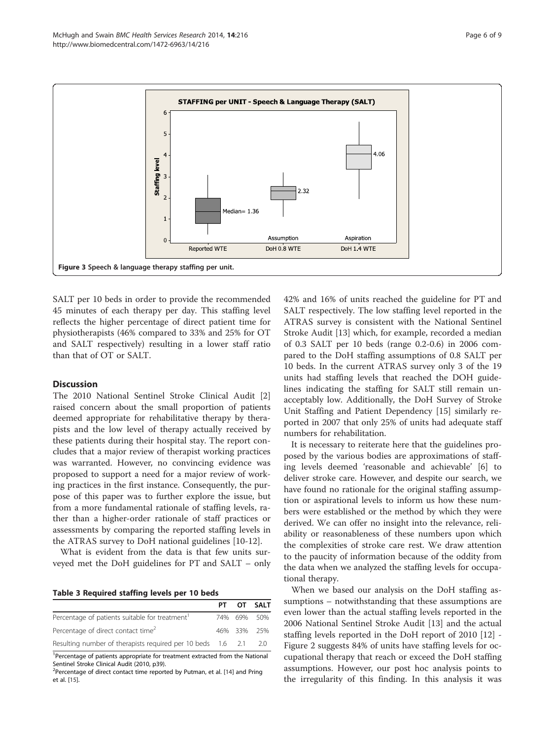Figure 3 Speech & language therapy staffing per unit.

SALT per 10 beds in order to provide the recommended 45 minutes of each therapy per day. This staffing level reflects the higher percentage of direct patient time for physiotherapists (46% compared to 33% and 25% for OT and SALT respectively) resulting in a lower staff ratio than that of OT or SALT.

## Discussion

The 2010 National Sentinel Stroke Clinical Audit [2] raised concern about the small proportion of patients deemed appropriate for rehabilitative therapy by therapists and the low level of therapy actually received by these patients during their hospital stay. The report concludes that a major review of therapist working practices was warranted. However, no convincing evidence was proposed to support a need for a major review of working practices in the first instance. Consequently, the purpose of this paper was to further explore the issue, but from a more fundamental rationale of staffing levels, rather than a higher-order rationale of staff practices or assessments by comparing the reported staffing levels in the ATRAS survey to DoH national guidelines [10-12].

What is evident from the data is that few units surveyed met the DoH guidelines for PT and SALT – only 42% and 16% of units reached the guideline for PT and SALT respectively. The low staffing level reported in the ATRAS survey is consistent with the National Sentinel Stroke Audit [13] which, for example, recorded a median of 0.3 SALT per 10 beds (range 0.2-0.6) in 2006 compared to the DoH staffing assumptions of 0.8 SALT per 10 beds. In the current ATRAS survey only 3 of the 19 units had staffing levels that reached the DOH guidelines indicating the staffing for SALT still remain unacceptably low. Additionally, the DoH Survey of Stroke Unit Staffing and Patient Dependency [15] similarly reported in 2007 that only 25% of units had adequate staff numbers for rehabilitation.

It is necessary to reiterate here that the guidelines proposed by the various bodies are approximations of staffing levels deemed 'reasonable and achievable' [6] to deliver stroke care. However, and despite our search, we have found no rationale for the original staffing assumption or aspirational levels to inform us how these numbers were established or the method by which they were derived. We can offer no insight into the relevance, reliability or reasonableness of these numbers upon which the complexities of stroke care rest. We draw attention to the paucity of information because of the oddity from the data when we analyzed the staffing levels for occupational therapy.

When we based our analysis on the DoH staffing assumptions – notwithstanding that these assumptions are even lower than the actual staffing levels reported in the 2006 National Sentinel Stroke Audit [13] and the actual staffing levels reported in the DoH report of 2010 [12] - Figure 2 suggests 84% of units have staffing levels for occupational therapy that reach or exceed the DoH staffing assumptions. However, our post hoc analysis points to the irregularity of this finding. In this analysis it was

**Table 3 Required staffing levels per 10 beds**

| | PT | OT | SALT |
|---|---|---|---|
| Percentage of patients suitable for treatment[1] | 74% | 69% | 50% |
| Percentage of direct contact time[2] | 46% | 33% | 25% |
| Resulting number of therapists required per 10 beds | 1.6 | 2.1 | 2.0 |

[1]Percentage of patients appropriate for treatment extracted from the National Sentinel Stroke Clinical Audit (2010, p39).
[2]Percentage of direct contact time reported by Putman, et al. [14] and Pring et al. [15].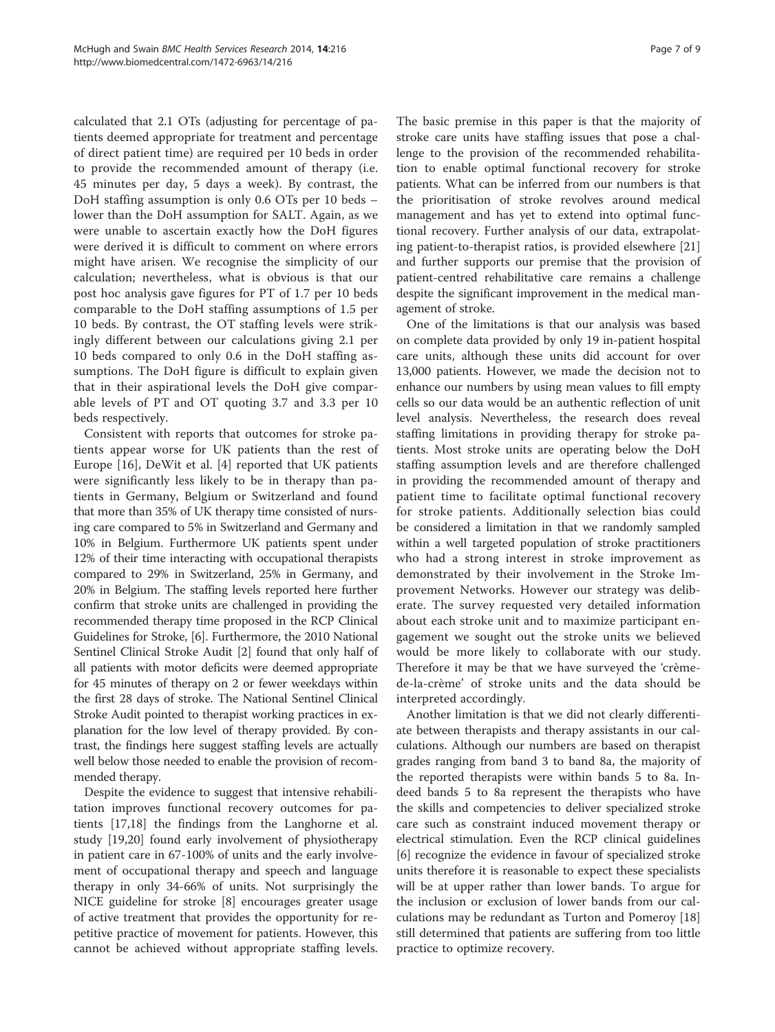calculated that 2.1 OTs (adjusting for percentage of patients deemed appropriate for treatment and percentage of direct patient time) are required per 10 beds in order to provide the recommended amount of therapy (i.e. 45 minutes per day, 5 days a week). By contrast, the DoH staffing assumption is only 0.6 OTs per 10 beds – lower than the DoH assumption for SALT. Again, as we were unable to ascertain exactly how the DoH figures were derived it is difficult to comment on where errors might have arisen. We recognise the simplicity of our calculation; nevertheless, what is obvious is that our post hoc analysis gave figures for PT of 1.7 per 10 beds comparable to the DoH staffing assumptions of 1.5 per 10 beds. By contrast, the OT staffing levels were strikingly different between our calculations giving 2.1 per 10 beds compared to only 0.6 in the DoH staffing assumptions. The DoH figure is difficult to explain given that in their aspirational levels the DoH give comparable levels of PT and OT quoting 3.7 and 3.3 per 10 beds respectively.

Consistent with reports that outcomes for stroke patients appear worse for UK patients than the rest of Europe [16], DeWit et al. [4] reported that UK patients were significantly less likely to be in therapy than patients in Germany, Belgium or Switzerland and found that more than 35% of UK therapy time consisted of nursing care compared to 5% in Switzerland and Germany and 10% in Belgium. Furthermore UK patients spent under 12% of their time interacting with occupational therapists compared to 29% in Switzerland, 25% in Germany, and 20% in Belgium. The staffing levels reported here further confirm that stroke units are challenged in providing the recommended therapy time proposed in the RCP Clinical Guidelines for Stroke, [6]. Furthermore, the 2010 National Sentinel Clinical Stroke Audit [2] found that only half of all patients with motor deficits were deemed appropriate for 45 minutes of therapy on 2 or fewer weekdays within the first 28 days of stroke. The National Sentinel Clinical Stroke Audit pointed to therapist working practices in explanation for the low level of therapy provided. By contrast, the findings here suggest staffing levels are actually well below those needed to enable the provision of recommended therapy.

Despite the evidence to suggest that intensive rehabilitation improves functional recovery outcomes for patients [17,18] the findings from the Langhorne et al. study [19,20] found early involvement of physiotherapy in patient care in 67-100% of units and the early involvement of occupational therapy and speech and language therapy in only 34-66% of units. Not surprisingly the NICE guideline for stroke [8] encourages greater usage of active treatment that provides the opportunity for repetitive practice of movement for patients. However, this cannot be achieved without appropriate staffing levels. The basic premise in this paper is that the majority of stroke care units have staffing issues that pose a challenge to the provision of the recommended rehabilitation to enable optimal functional recovery for stroke patients. What can be inferred from our numbers is that the prioritisation of stroke revolves around medical management and has yet to extend into optimal functional recovery. Further analysis of our data, extrapolating patient-to-therapist ratios, is provided elsewhere [21] and further supports our premise that the provision of patient-centred rehabilitative care remains a challenge despite the significant improvement in the medical management of stroke.

One of the limitations is that our analysis was based on complete data provided by only 19 in-patient hospital care units, although these units did account for over 13,000 patients. However, we made the decision not to enhance our numbers by using mean values to fill empty cells so our data would be an authentic reflection of unit level analysis. Nevertheless, the research does reveal staffing limitations in providing therapy for stroke patients. Most stroke units are operating below the DoH staffing assumption levels and are therefore challenged in providing the recommended amount of therapy and patient time to facilitate optimal functional recovery for stroke patients. Additionally selection bias could be considered a limitation in that we randomly sampled within a well targeted population of stroke practitioners who had a strong interest in stroke improvement as demonstrated by their involvement in the Stroke Improvement Networks. However our strategy was deliberate. The survey requested very detailed information about each stroke unit and to maximize participant engagement we sought out the stroke units we believed would be more likely to collaborate with our study. Therefore it may be that we have surveyed the 'crème-de-la-crème' of stroke units and the data should be interpreted accordingly.

Another limitation is that we did not clearly differentiate between therapists and therapy assistants in our calculations. Although our numbers are based on therapist grades ranging from band 3 to band 8a, the majority of the reported therapists were within bands 5 to 8a. Indeed bands 5 to 8a represent the therapists who have the skills and competencies to deliver specialized stroke care such as constraint induced movement therapy or electrical stimulation. Even the RCP clinical guidelines [6] recognize the evidence in favour of specialized stroke units therefore it is reasonable to expect these specialists will be at upper rather than lower bands. To argue for the inclusion or exclusion of lower bands from our calculations may be redundant as Turton and Pomeroy [18] still determined that patients are suffering from too little practice to optimize recovery.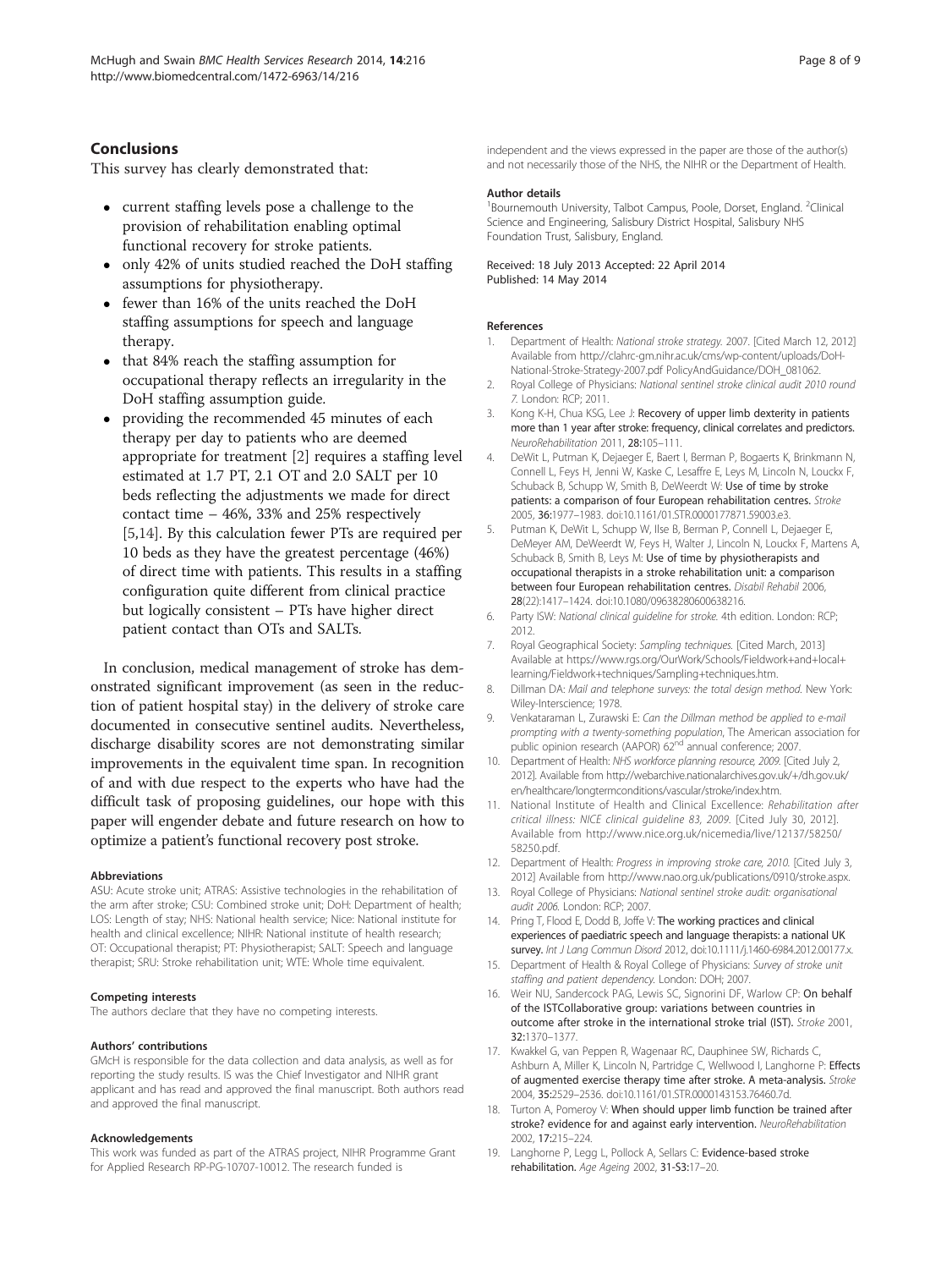## Conclusions

This survey has clearly demonstrated that:

- current staffing levels pose a challenge to the provision of rehabilitation enabling optimal functional recovery for stroke patients.
- only 42% of units studied reached the DoH staffing assumptions for physiotherapy.
- fewer than 16% of the units reached the DoH staffing assumptions for speech and language therapy.
- that 84% reach the staffing assumption for occupational therapy reflects an irregularity in the DoH staffing assumption guide.
- providing the recommended 45 minutes of each therapy per day to patients who are deemed appropriate for treatment [2] requires a staffing level estimated at 1.7 PT, 2.1 OT and 2.0 SALT per 10 beds reflecting the adjustments we made for direct contact time – 46%, 33% and 25% respectively [5,14]. By this calculation fewer PTs are required per 10 beds as they have the greatest percentage (46%) of direct time with patients. This results in a staffing configuration quite different from clinical practice but logically consistent – PTs have higher direct patient contact than OTs and SALTs.

In conclusion, medical management of stroke has demonstrated significant improvement (as seen in the reduction of patient hospital stay) in the delivery of stroke care documented in consecutive sentinel audits. Nevertheless, discharge disability scores are not demonstrating similar improvements in the equivalent time span. In recognition of and with due respect to the experts who have had the difficult task of proposing guidelines, our hope with this paper will engender debate and future research on how to optimize a patient's functional recovery post stroke.

#### Abbreviations

ASU: Acute stroke unit; ATRAS: Assistive technologies in the rehabilitation of the arm after stroke; CSU: Combined stroke unit; DoH: Department of health; LOS: Length of stay; NHS: National health service; Nice: National institute for health and clinical excellence; NIHR: National institute of health research; OT: Occupational therapist; PT: Physiotherapist; SALT: Speech and language therapist; SRU: Stroke rehabilitation unit; WTE: Whole time equivalent.

#### Competing interests

The authors declare that they have no competing interests.

#### Authors' contributions

GMcH is responsible for the data collection and data analysis, as well as for reporting the study results. IS was the Chief Investigator and NIHR grant applicant and has read and approved the final manuscript. Both authors read and approved the final manuscript.

#### Acknowledgements

This work was funded as part of the ATRAS project, NIHR Programme Grant for Applied Research RP-PG-10707-10012. The research funded is independent and the views expressed in the paper are those of the author(s) and not necessarily those of the NHS, the NIHR or the Department of Health.

#### Author details

[1]Bournemouth University, Talbot Campus, Poole, Dorset, England. [2]Clinical Science and Engineering, Salisbury District Hospital, Salisbury NHS Foundation Trust, Salisbury, England.

Received: 18 July 2013 Accepted: 22 April 2014
Published: 14 May 2014

#### References

1. Department of Health: *National stroke strategy.* 2007. [Cited March 12, 2012] Available from http://clahrc-gm.nihr.ac.uk/cms/wp-content/uploads/DoH-National-Stroke-Strategy-2007.pdf PolicyAndGuidance/DOH_081062.
2. Royal College of Physicians: *National sentinel stroke clinical audit 2010 round 7.* London: RCP; 2011.
3. Kong K-H, Chua KSG, Lee J: **Recovery of upper limb dexterity in patients more than 1 year after stroke: frequency, clinical correlates and predictors.** *NeuroRehabilitation* 2011, **28:**105–111.
4. DeWit L, Putman K, Dejaeger E, Baert I, Berman P, Bogaerts K, Brinkmann N, Connell L, Feys H, Jenni W, Kaske C, Lesaffre E, Leys M, Lincoln N, Louckx F, Schuback B, Schupp W, Smith B, DeWeerdt W: **Use of time by stroke patients: a comparison of four European rehabilitation centres.** *Stroke* 2005, **36:**1977–1983. doi:10.1161/01.STR.0000177871.59003.e3.
5. Putman K, DeWit L, Schupp W, Ilse B, Berman P, Connell L, Dejaeger E, DeMeyer AM, DeWeerdt W, Feys H, Walter J, Lincoln N, Louckx F, Martens A, Schuback B, Smith B, Leys M: **Use of time by physiotherapists and occupational therapists in a stroke rehabilitation unit: a comparison between four European rehabilitation centres.** *Disabil Rehabil* 2006, **28**(22):1417–1424. doi:10.1080/09638280600638216.
6. Party ISW: *National clinical guideline for stroke.* 4th edition. London: RCP; 2012.
7. Royal Geographical Society: *Sampling techniques.* [Cited March, 2013] Available at https://www.rgs.org/OurWork/Schools/Fieldwork+and+local+learning/Fieldwork+techniques/Sampling+techniques.htm.
8. Dillman DA: *Mail and telephone surveys: the total design method.* New York: Wiley-Interscience; 1978.
9. Venkataraman L, Zurawski E: *Can the Dillman method be applied to e-mail prompting with a twenty-something population*, The American association for public opinion research (AAPOR) 62nd annual conference; 2007.
10. Department of Health: *NHS workforce planning resource, 2009.* [Cited July 2, 2012]. Available from http://webarchive.nationalarchives.gov.uk/+/dh.gov.uk/en/healthcare/longtermconditions/vascular/stroke/index.htm.
11. National Institute of Health and Clinical Excellence: *Rehabilitation after critical illness: NICE clinical guideline 83, 2009.* [Cited July 30, 2012]. Available from http://www.nice.org.uk/nicemedia/live/12137/58250/58250.pdf.
12. Department of Health: *Progress in improving stroke care, 2010.* [Cited July 3, 2012] Available from http://www.nao.org.uk/publications/0910/stroke.aspx.
13. Royal College of Physicians: *National sentinel stroke audit: organisational audit 2006.* London: RCP; 2007.
14. Pring T, Flood E, Dodd B, Joffe V: **The working practices and clinical experiences of paediatric speech and language therapists: a national UK survey.** *Int J Lang Commun Disord* 2012, doi:10.1111/j.1460-6984.2012.00177.x.
15. Department of Health & Royal College of Physicians: *Survey of stroke unit staffing and patient dependency.* London: DOH; 2007.
16. Weir NU, Sandercock PAG, Lewis SC, Signorini DF, Warlow CP: **On behalf of the ISTCollaborative group: variations between countries in outcome after stroke in the international stroke trial (IST).** *Stroke* 2001, **32:**1370–1377.
17. Kwakkel G, van Peppen R, Wagenaar RC, Dauphinee SW, Richards C, Ashburn A, Miller K, Lincoln N, Partridge C, Wellwood I, Langhorne P: **Effects of augmented exercise therapy time after stroke. A meta-analysis.** *Stroke* 2004, **35:**2529–2536. doi:10.1161/01.STR.0000143153.76460.7d.
18. Turton A, Pomeroy V: **When should upper limb function be trained after stroke? evidence for and against early intervention.** *NeuroRehabilitation* 2002, **17:**215–224.
19. Langhorne P, Legg L, Pollock A, Sellars C: **Evidence-based stroke rehabilitation.** *Age Ageing* 2002, **31-S3:**17–20.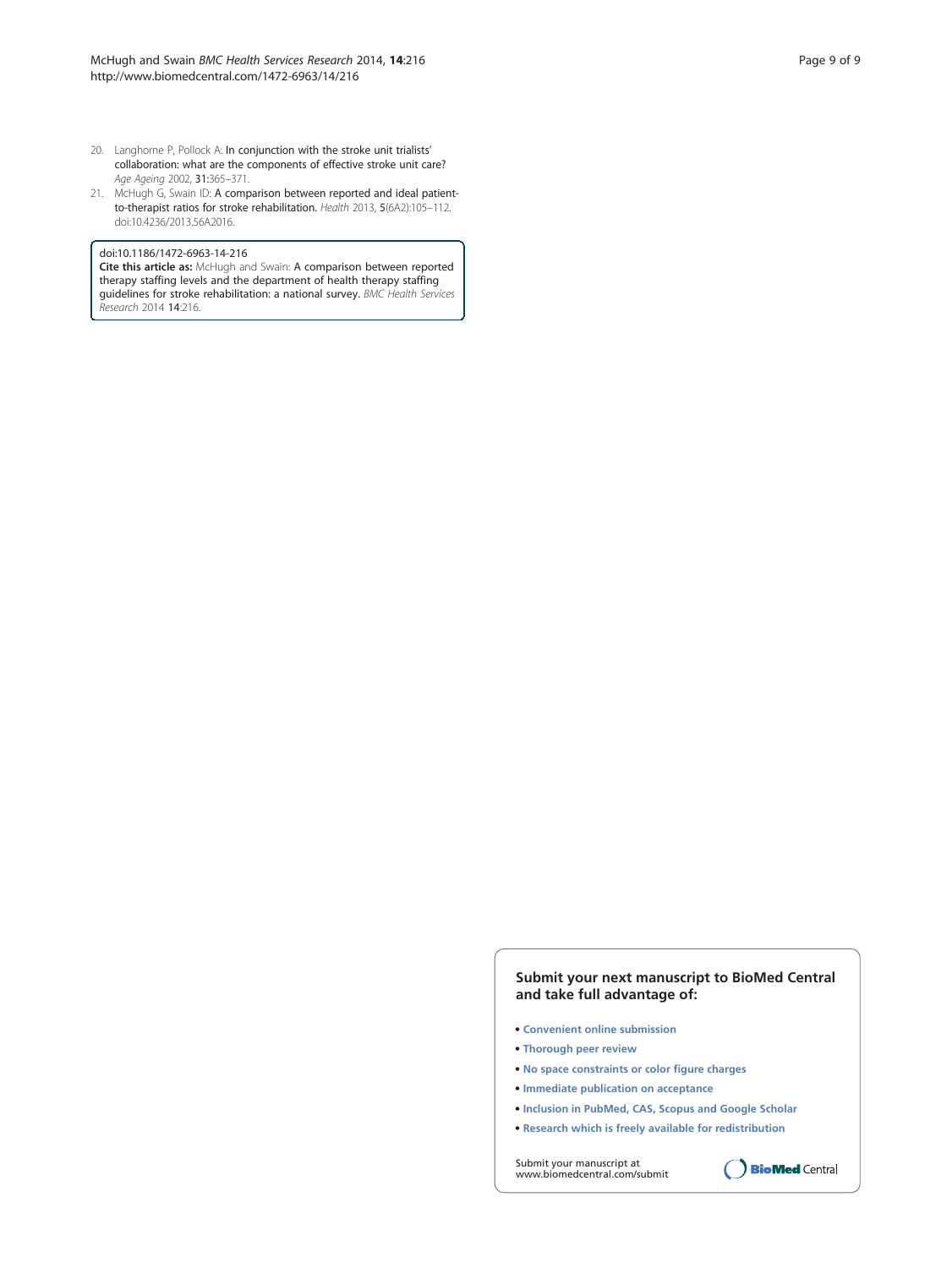20. Langhorne P, Pollock A: **In conjunction with the stroke unit trialists' collaboration: what are the components of effective stroke unit care?** *Age Ageing* 2002, **31:**365–371.
21. McHugh G, Swain ID: **A comparison between reported and ideal patient-to-therapist ratios for stroke rehabilitation.** *Health* 2013, **5**(6A2):105–112. doi:10.4236/2013.56A2016.

doi:10.1186/1472-6963-14-216
**Cite this article as:** McHugh and Swain: **A comparison between reported therapy staffing levels and the department of health therapy staffing guidelines for stroke rehabilitation: a national survey.** *BMC Health Services Research* 2014 **14**:216.

**Submit your next manuscript to BioMed Central and take full advantage of:**

- **Convenient online submission**
- **Thorough peer review**
- **No space constraints or color figure charges**
- **Immediate publication on acceptance**
- **Inclusion in PubMed, CAS, Scopus and Google Scholar**
- **Research which is freely available for redistribution**

Submit your manuscript at
www.biomedcentral.com/submit

**BioMed** Central